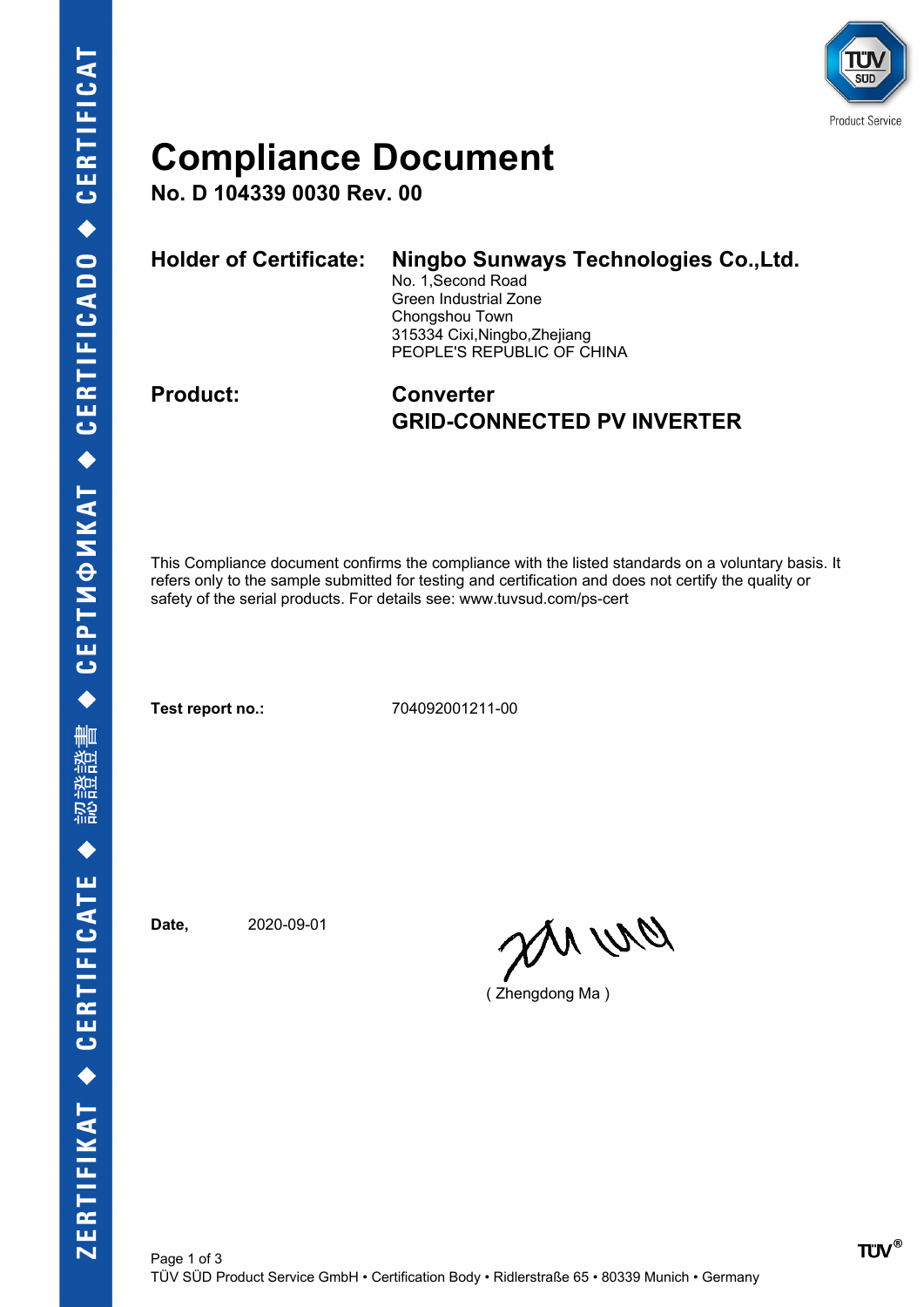# Compliance Document

**No. D 104339 0030 Rev. 00**

**Holder of Certificate:** **Ningbo Sunways Technologies Co.,Ltd.**
No. 1,Second Road
Green Industrial Zone
Chongshou Town
315334 Cixi,Ningbo,Zhejiang
PEOPLE'S REPUBLIC OF CHINA

**Product:** **Converter**
**GRID-CONNECTED PV INVERTER**

This Compliance document confirms the compliance with the listed standards on a voluntary basis. It refers only to the sample submitted for testing and certification and does not certify the quality or safety of the serial products. For details see: www.tuvsud.com/ps-cert

**Test report no.:** 704092001211-00

**Date,** 2020-09-01

( Zhengdong Ma )

TÜV SÜD Product Service GmbH • Certification Body • Ridlerstraße 65 • 80339 Munich • Germany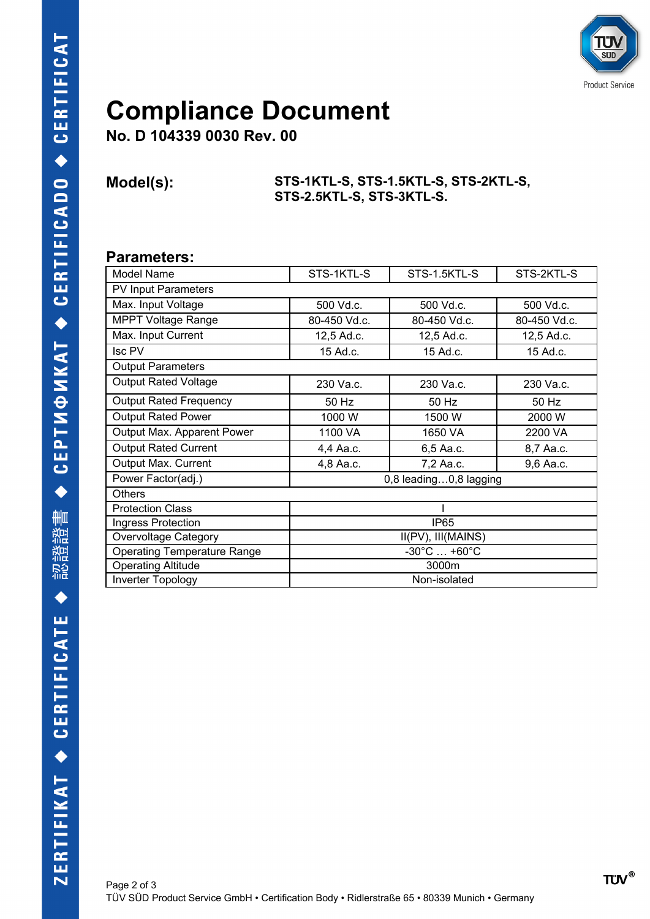# Compliance Document

**No. D 104339 0030 Rev. 00**

**Model(s):** **STS-1KTL-S, STS-1.5KTL-S, STS-2KTL-S, STS-2.5KTL-S, STS-3KTL-S.**

## Parameters:

| Model Name | STS-1KTL-S | STS-1.5KTL-S | STS-2KTL-S |
|---|---|---|---|
| PV Input Parameters | | | |
| Max. Input Voltage | 500 Vd.c. | 500 Vd.c. | 500 Vd.c. |
| MPPT Voltage Range | 80-450 Vd.c. | 80-450 Vd.c. | 80-450 Vd.c. |
| Max. Input Current | 12,5 Ad.c. | 12,5 Ad.c. | 12,5 Ad.c. |
| Isc PV | 15 Ad.c. | 15 Ad.c. | 15 Ad.c. |
| Output Parameters | | | |
| Output Rated Voltage | 230 Va.c. | 230 Va.c. | 230 Va.c. |
| Output Rated Frequency | 50 Hz | 50 Hz | 50 Hz |
| Output Rated Power | 1000 W | 1500 W | 2000 W |
| Output Max. Apparent Power | 1100 VA | 1650 VA | 2200 VA |
| Output Rated Current | 4,4 Aa.c. | 6,5 Aa.c. | 8,7 Aa.c. |
| Output Max. Current | 4,8 Aa.c. | 7,2 Aa.c. | 9,6 Aa.c. |
| Power Factor(adj.) | 0,8 leading…0,8 lagging | | |
| Others | | | |
| Protection Class | I | | |
| Ingress Protection | IP65 | | |
| Overvoltage Category | II(PV), III(MAINS) | | |
| Operating Temperature Range | -30°C … +60°C | | |
| Operating Altitude | 3000m | | |
| Inverter Topology | Non-isolated | | |

TÜV SÜD Product Service GmbH • Certification Body • Ridlerstraße 65 • 80339 Munich • Germany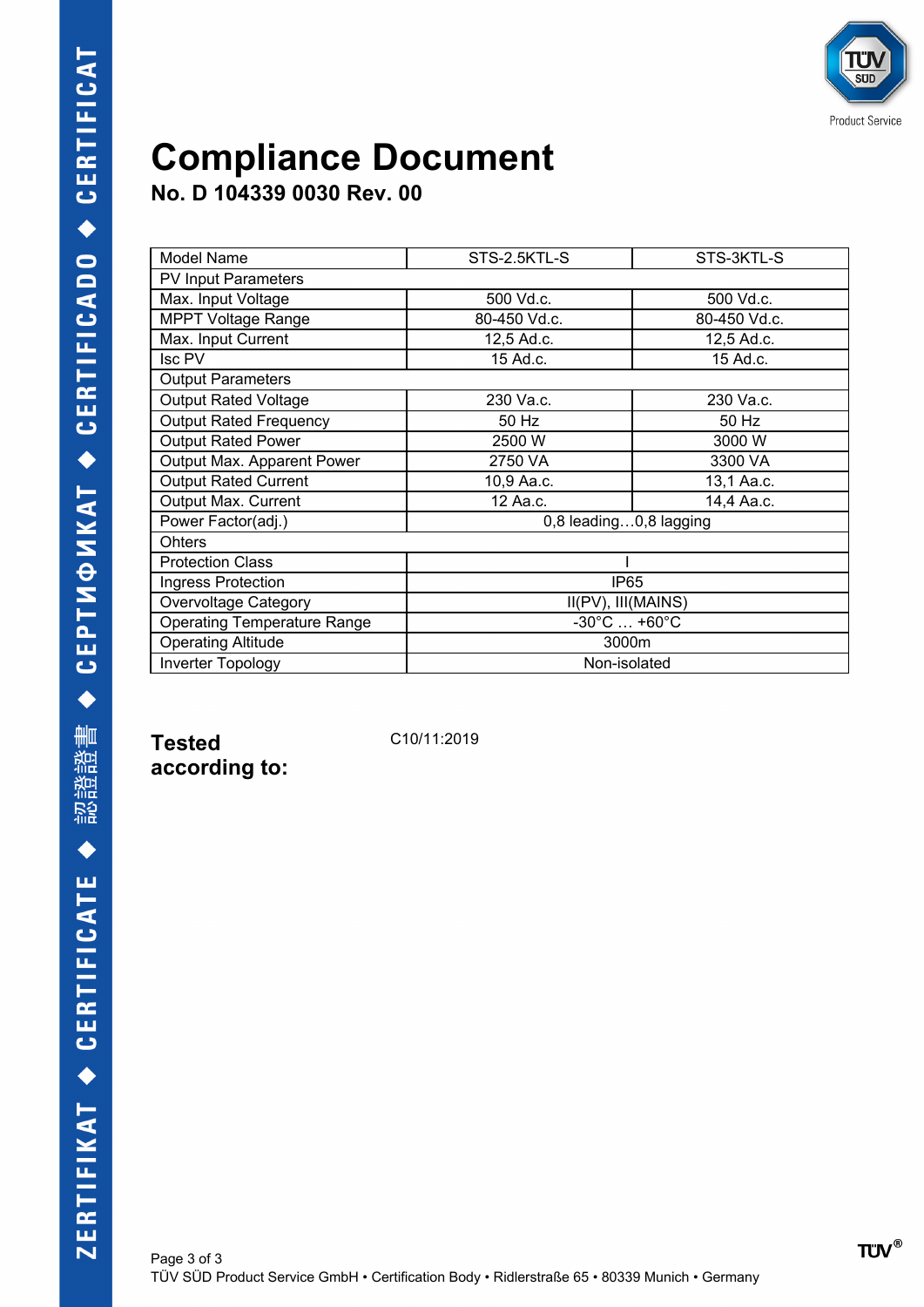# Compliance Document

## No. D 104339 0030 Rev. 00

| Model Name | STS-2.5KTL-S | STS-3KTL-S |
|---|---|---|
| PV Input Parameters | | |
| Max. Input Voltage | 500 Vd.c. | 500 Vd.c. |
| MPPT Voltage Range | 80-450 Vd.c. | 80-450 Vd.c. |
| Max. Input Current | 12,5 Ad.c. | 12,5 Ad.c. |
| Isc PV | 15 Ad.c. | 15 Ad.c. |
| Output Parameters | | |
| Output Rated Voltage | 230 Va.c. | 230 Va.c. |
| Output Rated Frequency | 50 Hz | 50 Hz |
| Output Rated Power | 2500 W | 3000 W |
| Output Max. Apparent Power | 2750 VA | 3300 VA |
| Output Rated Current | 10,9 Aa.c. | 13,1 Aa.c. |
| Output Max. Current | 12 Aa.c. | 14,4 Aa.c. |
| Power Factor(adj.) | 0,8 leading…0,8 lagging | |
| Ohters | | |
| Protection Class | I | |
| Ingress Protection | IP65 | |
| Overvoltage Category | II(PV), III(MAINS) | |
| Operating Temperature Range | -30°C … +60°C | |
| Operating Altitude | 3000m | |
| Inverter Topology | Non-isolated | |

**Tested according to:** C10/11:2019

TÜV SÜD Product Service GmbH • Certification Body • Ridlerstraße 65 • 80339 Munich • Germany